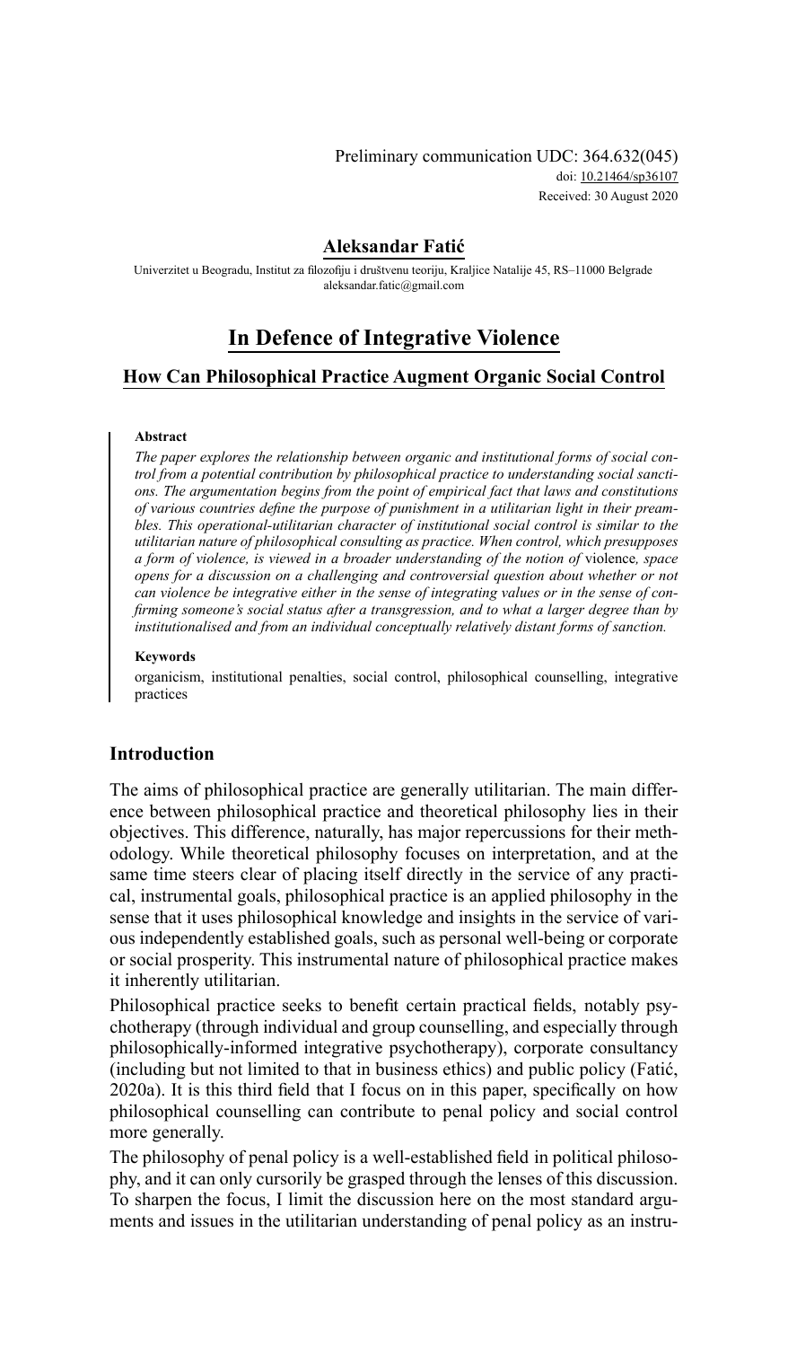Preliminary communication UDC: 364.632(045)
doi: 10.21464/sp36107
Received: 30 August 2020

**Aleksandar Fatić**

Univerzitet u Beogradu, Institut za filozofiju i društvenu teoriju, Kraljice Natalije 45, RS–11000 Belgrade
aleksandar.fatic@gmail.com

# In Defence of Integrative Violence

## How Can Philosophical Practice Augment Organic Social Control

**Abstract**

*The paper explores the relationship between organic and institutional forms of social control from a potential contribution by philosophical practice to understanding social sanctions. The argumentation begins from the point of empirical fact that laws and constitutions of various countries define the purpose of punishment in a utilitarian light in their preambles. This operational-utilitarian character of institutional social control is similar to the utilitarian nature of philosophical consulting as practice. When control, which presupposes a form of violence, is viewed in a broader understanding of the notion of* violence*, space opens for a discussion on a challenging and controversial question about whether or not can violence be integrative either in the sense of integrating values or in the sense of confirming someone's social status after a transgression, and to what a larger degree than by institutionalised and from an individual conceptually relatively distant forms of sanction.*

**Keywords**

organicism, institutional penalties, social control, philosophical counselling, integrative practices

### Introduction

The aims of philosophical practice are generally utilitarian. The main difference between philosophical practice and theoretical philosophy lies in their objectives. This difference, naturally, has major repercussions for their methodology. While theoretical philosophy focuses on interpretation, and at the same time steers clear of placing itself directly in the service of any practical, instrumental goals, philosophical practice is an applied philosophy in the sense that it uses philosophical knowledge and insights in the service of various independently established goals, such as personal well-being or corporate or social prosperity. This instrumental nature of philosophical practice makes it inherently utilitarian.

Philosophical practice seeks to benefit certain practical fields, notably psychotherapy (through individual and group counselling, and especially through philosophically-informed integrative psychotherapy), corporate consultancy (including but not limited to that in business ethics) and public policy (Fatić, 2020a). It is this third field that I focus on in this paper, specifically on how philosophical counselling can contribute to penal policy and social control more generally.

The philosophy of penal policy is a well-established field in political philosophy, and it can only cursorily be grasped through the lenses of this discussion. To sharpen the focus, I limit the discussion here on the most standard arguments and issues in the utilitarian understanding of penal policy as an instru-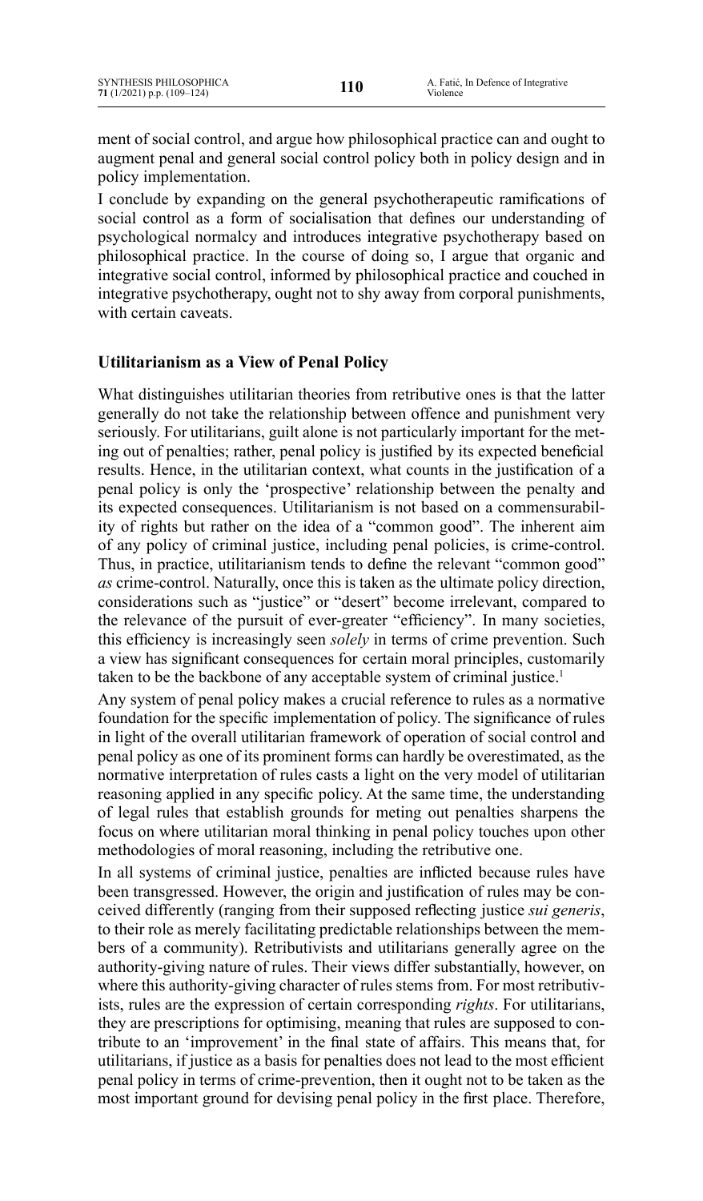ment of social control, and argue how philosophical practice can and ought to augment penal and general social control policy both in policy design and in policy implementation.

I conclude by expanding on the general psychotherapeutic ramifications of social control as a form of socialisation that defines our understanding of psychological normalcy and introduces integrative psychotherapy based on philosophical practice. In the course of doing so, I argue that organic and integrative social control, informed by philosophical practice and couched in integrative psychotherapy, ought not to shy away from corporal punishments, with certain caveats.

## Utilitarianism as a View of Penal Policy

What distinguishes utilitarian theories from retributive ones is that the latter generally do not take the relationship between offence and punishment very seriously. For utilitarians, guilt alone is not particularly important for the meting out of penalties; rather, penal policy is justified by its expected beneficial results. Hence, in the utilitarian context, what counts in the justification of a penal policy is only the 'prospective' relationship between the penalty and its expected consequences. Utilitarianism is not based on a commensurability of rights but rather on the idea of a "common good". The inherent aim of any policy of criminal justice, including penal policies, is crime-control. Thus, in practice, utilitarianism tends to define the relevant "common good" *as* crime-control. Naturally, once this is taken as the ultimate policy direction, considerations such as "justice" or "desert" become irrelevant, compared to the relevance of the pursuit of ever-greater "efficiency". In many societies, this efficiency is increasingly seen *solely* in terms of crime prevention. Such a view has significant consequences for certain moral principles, customarily taken to be the backbone of any acceptable system of criminal justice.[1]

Any system of penal policy makes a crucial reference to rules as a normative foundation for the specific implementation of policy. The significance of rules in light of the overall utilitarian framework of operation of social control and penal policy as one of its prominent forms can hardly be overestimated, as the normative interpretation of rules casts a light on the very model of utilitarian reasoning applied in any specific policy. At the same time, the understanding of legal rules that establish grounds for meting out penalties sharpens the focus on where utilitarian moral thinking in penal policy touches upon other methodologies of moral reasoning, including the retributive one.

In all systems of criminal justice, penalties are inflicted because rules have been transgressed. However, the origin and justification of rules may be conceived differently (ranging from their supposed reflecting justice *sui generis*, to their role as merely facilitating predictable relationships between the members of a community). Retributivists and utilitarians generally agree on the authority-giving nature of rules. Their views differ substantially, however, on where this authority-giving character of rules stems from. For most retributivists, rules are the expression of certain corresponding *rights*. For utilitarians, they are prescriptions for optimising, meaning that rules are supposed to contribute to an 'improvement' in the final state of affairs. This means that, for utilitarians, if justice as a basis for penalties does not lead to the most efficient penal policy in terms of crime-prevention, then it ought not to be taken as the most important ground for devising penal policy in the first place. Therefore,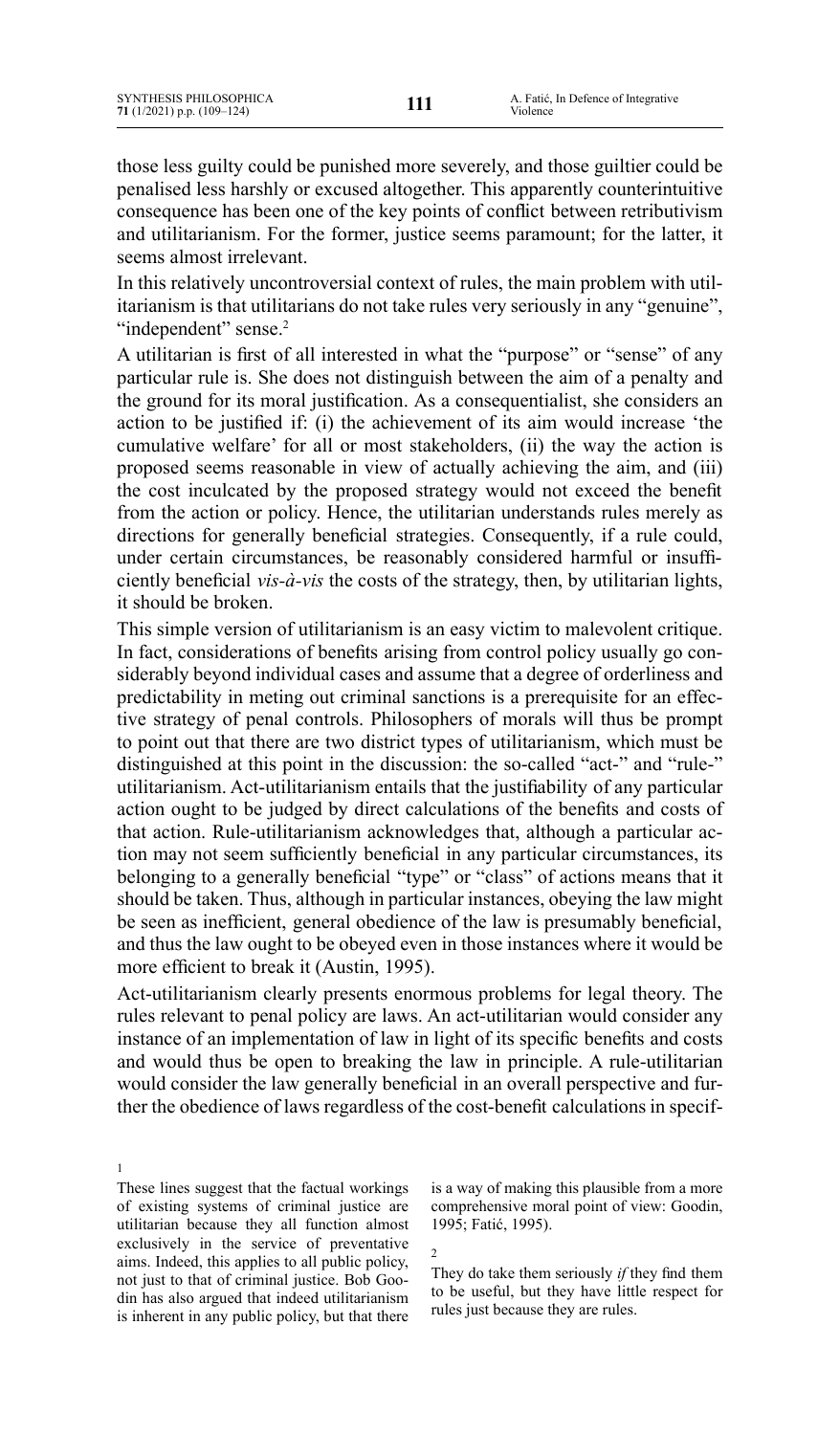those less guilty could be punished more severely, and those guiltier could be penalised less harshly or excused altogether. This apparently counterintuitive consequence has been one of the key points of conflict between retributivism and utilitarianism. For the former, justice seems paramount; for the latter, it seems almost irrelevant.

In this relatively uncontroversial context of rules, the main problem with utilitarianism is that utilitarians do not take rules very seriously in any "genuine", "independent" sense.[2]

A utilitarian is first of all interested in what the "purpose" or "sense" of any particular rule is. She does not distinguish between the aim of a penalty and the ground for its moral justification. As a consequentialist, she considers an action to be justified if: (i) the achievement of its aim would increase 'the cumulative welfare' for all or most stakeholders, (ii) the way the action is proposed seems reasonable in view of actually achieving the aim, and (iii) the cost inculcated by the proposed strategy would not exceed the benefit from the action or policy. Hence, the utilitarian understands rules merely as directions for generally beneficial strategies. Consequently, if a rule could, under certain circumstances, be reasonably considered harmful or insufficiently beneficial *vis-à-vis* the costs of the strategy, then, by utilitarian lights, it should be broken.

This simple version of utilitarianism is an easy victim to malevolent critique. In fact, considerations of benefits arising from control policy usually go considerably beyond individual cases and assume that a degree of orderliness and predictability in meting out criminal sanctions is a prerequisite for an effective strategy of penal controls. Philosophers of morals will thus be prompt to point out that there are two district types of utilitarianism, which must be distinguished at this point in the discussion: the so-called "act-" and "rule-" utilitarianism. Act-utilitarianism entails that the justifiability of any particular action ought to be judged by direct calculations of the benefits and costs of that action. Rule-utilitarianism acknowledges that, although a particular action may not seem sufficiently beneficial in any particular circumstances, its belonging to a generally beneficial "type" or "class" of actions means that it should be taken. Thus, although in particular instances, obeying the law might be seen as inefficient, general obedience of the law is presumably beneficial, and thus the law ought to be obeyed even in those instances where it would be more efficient to break it (Austin, 1995).

Act-utilitarianism clearly presents enormous problems for legal theory. The rules relevant to penal policy are laws. An act-utilitarian would consider any instance of an implementation of law in light of its specific benefits and costs and would thus be open to breaking the law in principle. A rule-utilitarian would consider the law generally beneficial in an overall perspective and further the obedience of laws regardless of the cost-benefit calculations in specif-

---

1
These lines suggest that the factual workings of existing systems of criminal justice are utilitarian because they all function almost exclusively in the service of preventative aims. Indeed, this applies to all public policy, not just to that of criminal justice. Bob Goodin has also argued that indeed utilitarianism is inherent in any public policy, but that there is a way of making this plausible from a more comprehensive moral point of view: Goodin, 1995; Fatić, 1995).

2
They do take them seriously *if* they find them to be useful, but they have little respect for rules just because they are rules.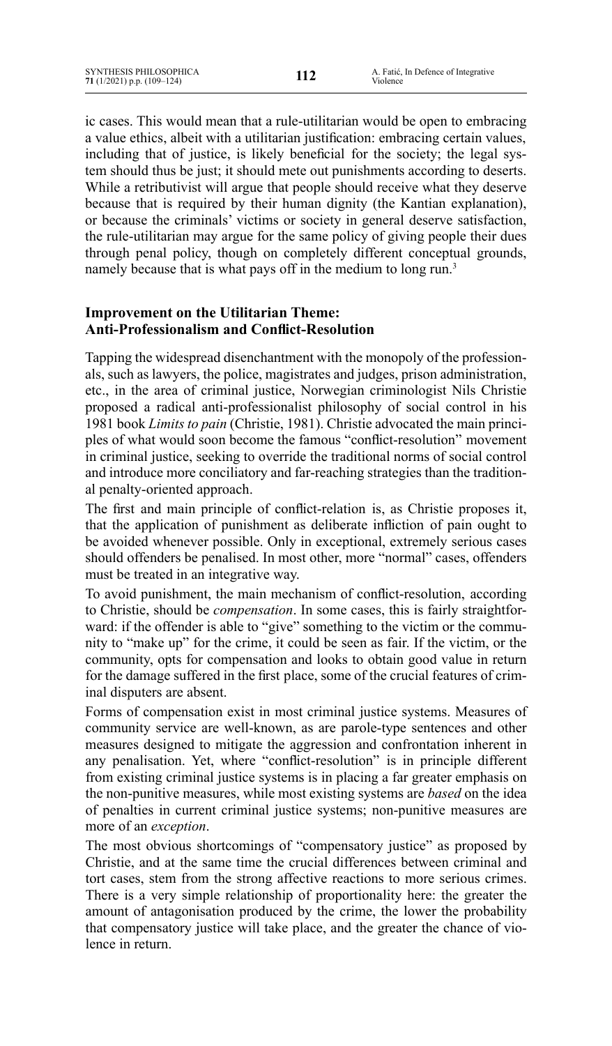ic cases. This would mean that a rule-utilitarian would be open to embracing a value ethics, albeit with a utilitarian justification: embracing certain values, including that of justice, is likely beneficial for the society; the legal system should thus be just; it should mete out punishments according to deserts. While a retributivist will argue that people should receive what they deserve because that is required by their human dignity (the Kantian explanation), or because the criminals' victims or society in general deserve satisfaction, the rule-utilitarian may argue for the same policy of giving people their dues through penal policy, though on completely different conceptual grounds, namely because that is what pays off in the medium to long run.[3]

## Improvement on the Utilitarian Theme: Anti-Professionalism and Conflict-Resolution

Tapping the widespread disenchantment with the monopoly of the professionals, such as lawyers, the police, magistrates and judges, prison administration, etc., in the area of criminal justice, Norwegian criminologist Nils Christie proposed a radical anti-professionalist philosophy of social control in his 1981 book *Limits to pain* (Christie, 1981). Christie advocated the main principles of what would soon become the famous "conflict-resolution" movement in criminal justice, seeking to override the traditional norms of social control and introduce more conciliatory and far-reaching strategies than the traditional penalty-oriented approach.

The first and main principle of conflict-relation is, as Christie proposes it, that the application of punishment as deliberate infliction of pain ought to be avoided whenever possible. Only in exceptional, extremely serious cases should offenders be penalised. In most other, more "normal" cases, offenders must be treated in an integrative way.

To avoid punishment, the main mechanism of conflict-resolution, according to Christie, should be *compensation*. In some cases, this is fairly straightforward: if the offender is able to "give" something to the victim or the community to "make up" for the crime, it could be seen as fair. If the victim, or the community, opts for compensation and looks to obtain good value in return for the damage suffered in the first place, some of the crucial features of criminal disputers are absent.

Forms of compensation exist in most criminal justice systems. Measures of community service are well-known, as are parole-type sentences and other measures designed to mitigate the aggression and confrontation inherent in any penalisation. Yet, where "conflict-resolution" is in principle different from existing criminal justice systems is in placing a far greater emphasis on the non-punitive measures, while most existing systems are *based* on the idea of penalties in current criminal justice systems; non-punitive measures are more of an *exception*.

The most obvious shortcomings of "compensatory justice" as proposed by Christie, and at the same time the crucial differences between criminal and tort cases, stem from the strong affective reactions to more serious crimes. There is a very simple relationship of proportionality here: the greater the amount of antagonisation produced by the crime, the lower the probability that compensatory justice will take place, and the greater the chance of violence in return.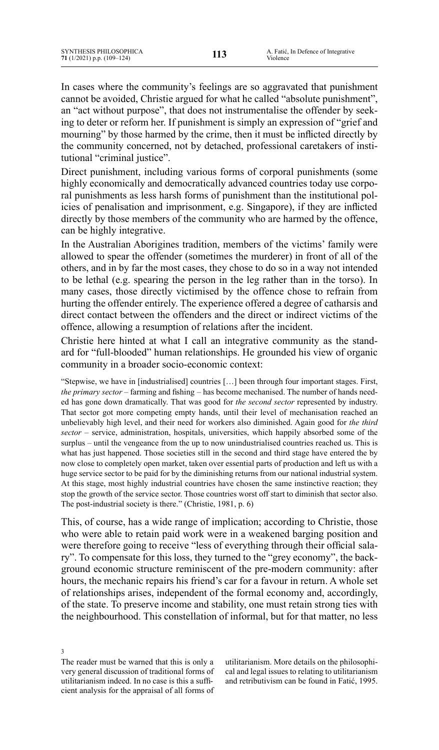In cases where the community's feelings are so aggravated that punishment cannot be avoided, Christie argued for what he called "absolute punishment", an "act without purpose", that does not instrumentalise the offender by seeking to deter or reform her. If punishment is simply an expression of "grief and mourning" by those harmed by the crime, then it must be inflicted directly by the community concerned, not by detached, professional caretakers of institutional "criminal justice".

Direct punishment, including various forms of corporal punishments (some highly economically and democratically advanced countries today use corporal punishments as less harsh forms of punishment than the institutional policies of penalisation and imprisonment, e.g. Singapore), if they are inflicted directly by those members of the community who are harmed by the offence, can be highly integrative.

In the Australian Aborigines tradition, members of the victims' family were allowed to spear the offender (sometimes the murderer) in front of all of the others, and in by far the most cases, they chose to do so in a way not intended to be lethal (e.g. spearing the person in the leg rather than in the torso). In many cases, those directly victimised by the offence chose to refrain from hurting the offender entirely. The experience offered a degree of catharsis and direct contact between the offenders and the direct or indirect victims of the offence, allowing a resumption of relations after the incident.

Christie here hinted at what I call an integrative community as the standard for "full-blooded" human relationships. He grounded his view of organic community in a broader socio-economic context:

> "Stepwise, we have in [industrialised] countries […] been through four important stages. First, *the primary sector* – farming and fishing – has become mechanised. The number of hands needed has gone down dramatically. That was good for *the second sector* represented by industry. That sector got more competing empty hands, until their level of mechanisation reached an unbelievably high level, and their need for workers also diminished. Again good for *the third sector* – service, administration, hospitals, universities, which happily absorbed some of the surplus – until the vengeance from the up to now unindustrialised countries reached us. This is what has just happened. Those societies still in the second and third stage have entered the by now close to completely open market, taken over essential parts of production and left us with a huge service sector to be paid for by the diminishing returns from our national industrial system. At this stage, most highly industrial countries have chosen the same instinctive reaction; they stop the growth of the service sector. Those countries worst off start to diminish that sector also. The post-industrial society is there." (Christie, 1981, p. 6)

This, of course, has a wide range of implication; according to Christie, those who were able to retain paid work were in a weakened barging position and were therefore going to receive "less of everything through their official salary". To compensate for this loss, they turned to the "grey economy", the background economic structure reminiscent of the pre-modern community: after hours, the mechanic repairs his friend's car for a favour in return. A whole set of relationships arises, independent of the formal economy and, accordingly, of the state. To preserve income and stability, one must retain strong ties with the neighbourhood. This constellation of informal, but for that matter, no less

---

[3] The reader must be warned that this is only a very general discussion of traditional forms of utilitarianism indeed. In no case is this a sufficient analysis for the appraisal of all forms of utilitarianism. More details on the philosophical and legal issues to relating to utilitarianism and retributivism can be found in Fatić, 1995.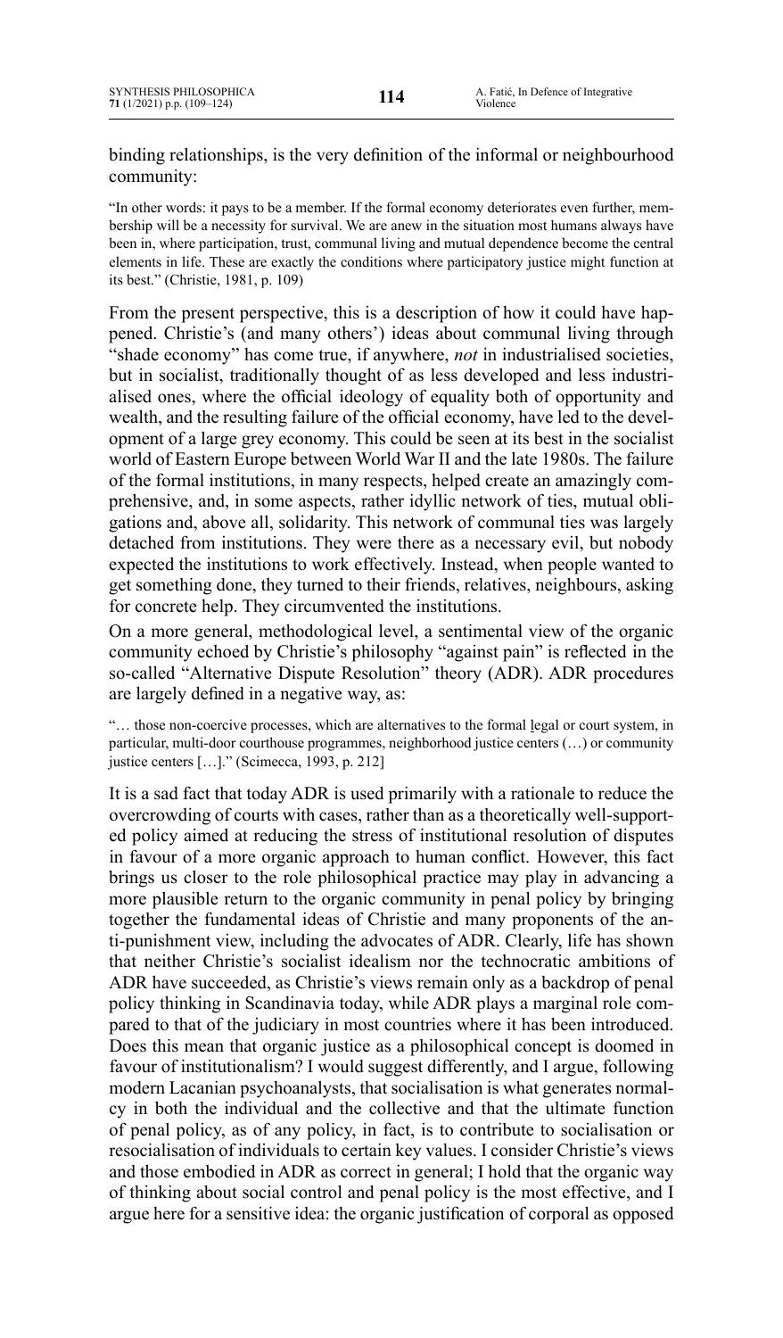binding relationships, is the very definition of the informal or neighbourhood community:

> "In other words: it pays to be a member. If the formal economy deteriorates even further, membership will be a necessity for survival. We are anew in the situation most humans always have been in, where participation, trust, communal living and mutual dependence become the central elements in life. These are exactly the conditions where participatory justice might function at its best." (Christie, 1981, p. 109)

From the present perspective, this is a description of how it could have happened. Christie's (and many others') ideas about communal living through "shade economy" has come true, if anywhere, *not* in industrialised societies, but in socialist, traditionally thought of as less developed and less industrialised ones, where the official ideology of equality both of opportunity and wealth, and the resulting failure of the official economy, have led to the development of a large grey economy. This could be seen at its best in the socialist world of Eastern Europe between World War II and the late 1980s. The failure of the formal institutions, in many respects, helped create an amazingly comprehensive, and, in some aspects, rather idyllic network of ties, mutual obligations and, above all, solidarity. This network of communal ties was largely detached from institutions. They were there as a necessary evil, but nobody expected the institutions to work effectively. Instead, when people wanted to get something done, they turned to their friends, relatives, neighbours, asking for concrete help. They circumvented the institutions.

On a more general, methodological level, a sentimental view of the organic community echoed by Christie's philosophy "against pain" is reflected in the so-called "Alternative Dispute Resolution" theory (ADR). ADR procedures are largely defined in a negative way, as:

> "… those non-coercive processes, which are alternatives to the formal legal or court system, in particular, multi-door courthouse programmes, neighborhood justice centers (…) or community justice centers […]." (Scimecca, 1993, p. 212]

It is a sad fact that today ADR is used primarily with a rationale to reduce the overcrowding of courts with cases, rather than as a theoretically well-supported policy aimed at reducing the stress of institutional resolution of disputes in favour of a more organic approach to human conflict. However, this fact brings us closer to the role philosophical practice may play in advancing a more plausible return to the organic community in penal policy by bringing together the fundamental ideas of Christie and many proponents of the anti-punishment view, including the advocates of ADR. Clearly, life has shown that neither Christie's socialist idealism nor the technocratic ambitions of ADR have succeeded, as Christie's views remain only as a backdrop of penal policy thinking in Scandinavia today, while ADR plays a marginal role compared to that of the judiciary in most countries where it has been introduced. Does this mean that organic justice as a philosophical concept is doomed in favour of institutionalism? I would suggest differently, and I argue, following modern Lacanian psychoanalysts, that socialisation is what generates normalcy in both the individual and the collective and that the ultimate function of penal policy, as of any policy, in fact, is to contribute to socialisation or resocialisation of individuals to certain key values. I consider Christie's views and those embodied in ADR as correct in general; I hold that the organic way of thinking about social control and penal policy is the most effective, and I argue here for a sensitive idea: the organic justification of corporal as opposed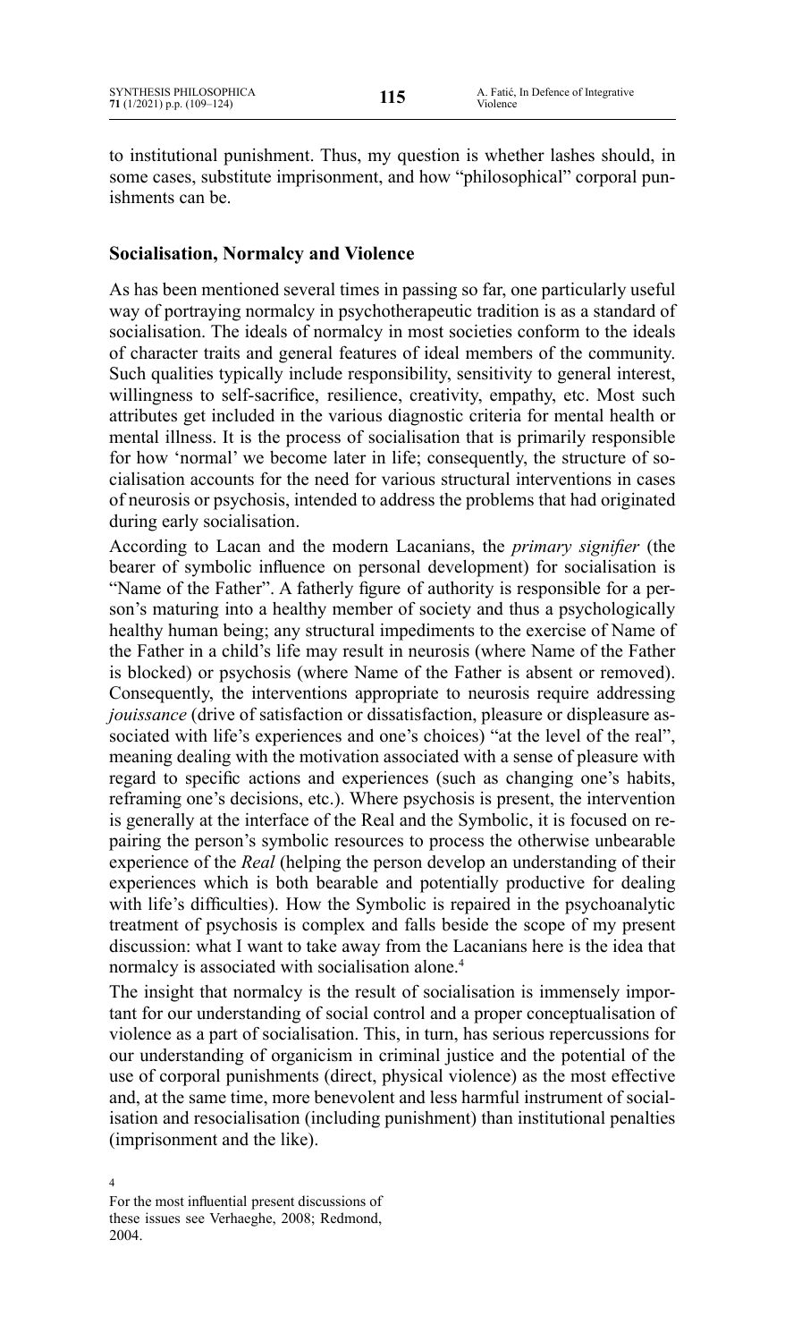to institutional punishment. Thus, my question is whether lashes should, in some cases, substitute imprisonment, and how "philosophical" corporal punishments can be.

## Socialisation, Normalcy and Violence

As has been mentioned several times in passing so far, one particularly useful way of portraying normalcy in psychotherapeutic tradition is as a standard of socialisation. The ideals of normalcy in most societies conform to the ideals of character traits and general features of ideal members of the community. Such qualities typically include responsibility, sensitivity to general interest, willingness to self-sacrifice, resilience, creativity, empathy, etc. Most such attributes get included in the various diagnostic criteria for mental health or mental illness. It is the process of socialisation that is primarily responsible for how 'normal' we become later in life; consequently, the structure of socialisation accounts for the need for various structural interventions in cases of neurosis or psychosis, intended to address the problems that had originated during early socialisation.

According to Lacan and the modern Lacanians, the *primary signifier* (the bearer of symbolic influence on personal development) for socialisation is "Name of the Father". A fatherly figure of authority is responsible for a person's maturing into a healthy member of society and thus a psychologically healthy human being; any structural impediments to the exercise of Name of the Father in a child's life may result in neurosis (where Name of the Father is blocked) or psychosis (where Name of the Father is absent or removed). Consequently, the interventions appropriate to neurosis require addressing *jouissance* (drive of satisfaction or dissatisfaction, pleasure or displeasure associated with life's experiences and one's choices) "at the level of the real", meaning dealing with the motivation associated with a sense of pleasure with regard to specific actions and experiences (such as changing one's habits, reframing one's decisions, etc.). Where psychosis is present, the intervention is generally at the interface of the Real and the Symbolic, it is focused on repairing the person's symbolic resources to process the otherwise unbearable experience of the *Real* (helping the person develop an understanding of their experiences which is both bearable and potentially productive for dealing with life's difficulties). How the Symbolic is repaired in the psychoanalytic treatment of psychosis is complex and falls beside the scope of my present discussion: what I want to take away from the Lacanians here is the idea that normalcy is associated with socialisation alone.[4]

The insight that normalcy is the result of socialisation is immensely important for our understanding of social control and a proper conceptualisation of violence as a part of socialisation. This, in turn, has serious repercussions for our understanding of organicism in criminal justice and the potential of the use of corporal punishments (direct, physical violence) as the most effective and, at the same time, more benevolent and less harmful instrument of socialisation and resocialisation (including punishment) than institutional penalties (imprisonment and the like).

---

4 For the most influential present discussions of these issues see Verhaeghe, 2008; Redmond, 2004.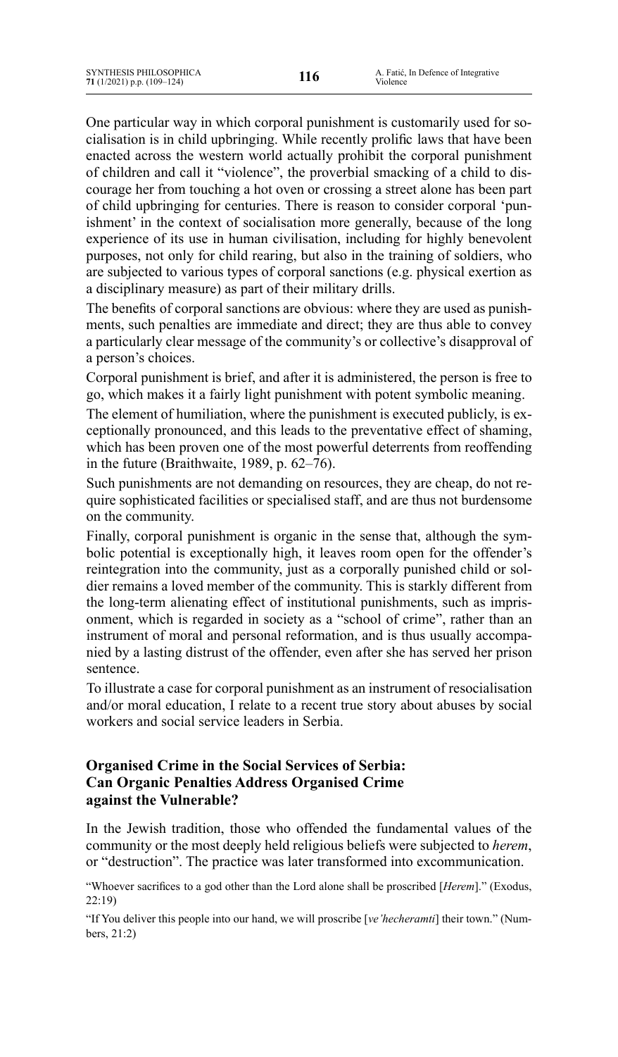One particular way in which corporal punishment is customarily used for socialisation is in child upbringing. While recently prolific laws that have been enacted across the western world actually prohibit the corporal punishment of children and call it "violence", the proverbial smacking of a child to discourage her from touching a hot oven or crossing a street alone has been part of child upbringing for centuries. There is reason to consider corporal 'punishment' in the context of socialisation more generally, because of the long experience of its use in human civilisation, including for highly benevolent purposes, not only for child rearing, but also in the training of soldiers, who are subjected to various types of corporal sanctions (e.g. physical exertion as a disciplinary measure) as part of their military drills.

The benefits of corporal sanctions are obvious: where they are used as punishments, such penalties are immediate and direct; they are thus able to convey a particularly clear message of the community's or collective's disapproval of a person's choices.

Corporal punishment is brief, and after it is administered, the person is free to go, which makes it a fairly light punishment with potent symbolic meaning.

The element of humiliation, where the punishment is executed publicly, is exceptionally pronounced, and this leads to the preventative effect of shaming, which has been proven one of the most powerful deterrents from reoffending in the future (Braithwaite, 1989, p. 62–76).

Such punishments are not demanding on resources, they are cheap, do not require sophisticated facilities or specialised staff, and are thus not burdensome on the community.

Finally, corporal punishment is organic in the sense that, although the symbolic potential is exceptionally high, it leaves room open for the offender's reintegration into the community, just as a corporally punished child or soldier remains a loved member of the community. This is starkly different from the long-term alienating effect of institutional punishments, such as imprisonment, which is regarded in society as a "school of crime", rather than an instrument of moral and personal reformation, and is thus usually accompanied by a lasting distrust of the offender, even after she has served her prison sentence.

To illustrate a case for corporal punishment as an instrument of resocialisation and/or moral education, I relate to a recent true story about abuses by social workers and social service leaders in Serbia.

## Organised Crime in the Social Services of Serbia: Can Organic Penalties Address Organised Crime against the Vulnerable?

In the Jewish tradition, those who offended the fundamental values of the community or the most deeply held religious beliefs were subjected to *herem*, or "destruction". The practice was later transformed into excommunication.

"Whoever sacrifices to a god other than the Lord alone shall be proscribed [*Herem*]." (Exodus, 22:19)

"If You deliver this people into our hand, we will proscribe [*ve'hecheramti*] their town." (Numbers, 21:2)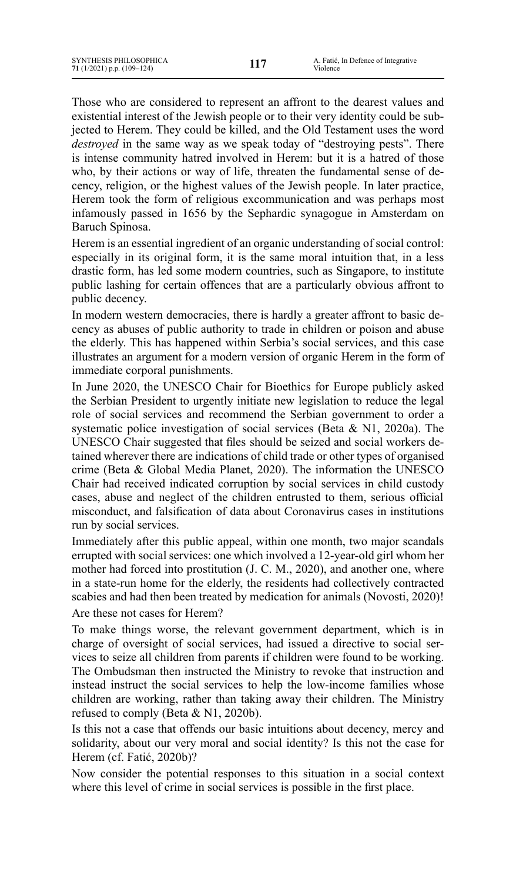Those who are considered to represent an affront to the dearest values and existential interest of the Jewish people or to their very identity could be subjected to Herem. They could be killed, and the Old Testament uses the word *destroyed* in the same way as we speak today of "destroying pests". There is intense community hatred involved in Herem: but it is a hatred of those who, by their actions or way of life, threaten the fundamental sense of decency, religion, or the highest values of the Jewish people. In later practice, Herem took the form of religious excommunication and was perhaps most infamously passed in 1656 by the Sephardic synagogue in Amsterdam on Baruch Spinosa.

Herem is an essential ingredient of an organic understanding of social control: especially in its original form, it is the same moral intuition that, in a less drastic form, has led some modern countries, such as Singapore, to institute public lashing for certain offences that are a particularly obvious affront to public decency.

In modern western democracies, there is hardly a greater affront to basic decency as abuses of public authority to trade in children or poison and abuse the elderly. This has happened within Serbia's social services, and this case illustrates an argument for a modern version of organic Herem in the form of immediate corporal punishments.

In June 2020, the UNESCO Chair for Bioethics for Europe publicly asked the Serbian President to urgently initiate new legislation to reduce the legal role of social services and recommend the Serbian government to order a systematic police investigation of social services (Beta & N1, 2020a). The UNESCO Chair suggested that files should be seized and social workers detained wherever there are indications of child trade or other types of organised crime (Beta & Global Media Planet, 2020). The information the UNESCO Chair had received indicated corruption by social services in child custody cases, abuse and neglect of the children entrusted to them, serious official misconduct, and falsification of data about Coronavirus cases in institutions run by social services.

Immediately after this public appeal, within one month, two major scandals errupted with social services: one which involved a 12-year-old girl whom her mother had forced into prostitution (J. C. M., 2020), and another one, where in a state-run home for the elderly, the residents had collectively contracted scabies and had then been treated by medication for animals (Novosti, 2020)! Are these not cases for Herem?

To make things worse, the relevant government department, which is in charge of oversight of social services, had issued a directive to social services to seize all children from parents if children were found to be working. The Ombudsman then instructed the Ministry to revoke that instruction and instead instruct the social services to help the low-income families whose children are working, rather than taking away their children. The Ministry refused to comply (Beta & N1, 2020b).

Is this not a case that offends our basic intuitions about decency, mercy and solidarity, about our very moral and social identity? Is this not the case for Herem (cf. Fatić, 2020b)?

Now consider the potential responses to this situation in a social context where this level of crime in social services is possible in the first place.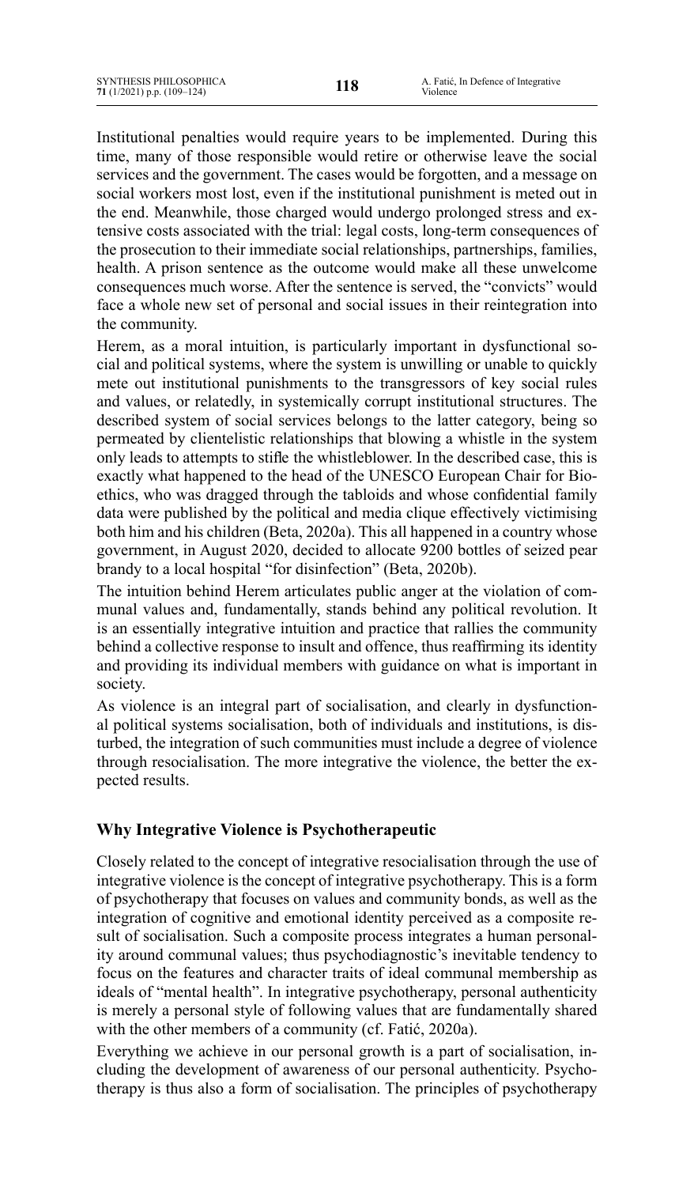Institutional penalties would require years to be implemented. During this time, many of those responsible would retire or otherwise leave the social services and the government. The cases would be forgotten, and a message on social workers most lost, even if the institutional punishment is meted out in the end. Meanwhile, those charged would undergo prolonged stress and extensive costs associated with the trial: legal costs, long-term consequences of the prosecution to their immediate social relationships, partnerships, families, health. A prison sentence as the outcome would make all these unwelcome consequences much worse. After the sentence is served, the "convicts" would face a whole new set of personal and social issues in their reintegration into the community.

Herem, as a moral intuition, is particularly important in dysfunctional social and political systems, where the system is unwilling or unable to quickly mete out institutional punishments to the transgressors of key social rules and values, or relatedly, in systemically corrupt institutional structures. The described system of social services belongs to the latter category, being so permeated by clientelistic relationships that blowing a whistle in the system only leads to attempts to stifle the whistleblower. In the described case, this is exactly what happened to the head of the UNESCO European Chair for Bioethics, who was dragged through the tabloids and whose confidential family data were published by the political and media clique effectively victimising both him and his children (Beta, 2020a). This all happened in a country whose government, in August 2020, decided to allocate 9200 bottles of seized pear brandy to a local hospital "for disinfection" (Beta, 2020b).

The intuition behind Herem articulates public anger at the violation of communal values and, fundamentally, stands behind any political revolution. It is an essentially integrative intuition and practice that rallies the community behind a collective response to insult and offence, thus reaffirming its identity and providing its individual members with guidance on what is important in society.

As violence is an integral part of socialisation, and clearly in dysfunctional political systems socialisation, both of individuals and institutions, is disturbed, the integration of such communities must include a degree of violence through resocialisation. The more integrative the violence, the better the expected results.

## Why Integrative Violence is Psychotherapeutic

Closely related to the concept of integrative resocialisation through the use of integrative violence is the concept of integrative psychotherapy. This is a form of psychotherapy that focuses on values and community bonds, as well as the integration of cognitive and emotional identity perceived as a composite result of socialisation. Such a composite process integrates a human personality around communal values; thus psychodiagnostic's inevitable tendency to focus on the features and character traits of ideal communal membership as ideals of "mental health". In integrative psychotherapy, personal authenticity is merely a personal style of following values that are fundamentally shared with the other members of a community (cf. Fatić, 2020a).

Everything we achieve in our personal growth is a part of socialisation, including the development of awareness of our personal authenticity. Psychotherapy is thus also a form of socialisation. The principles of psychotherapy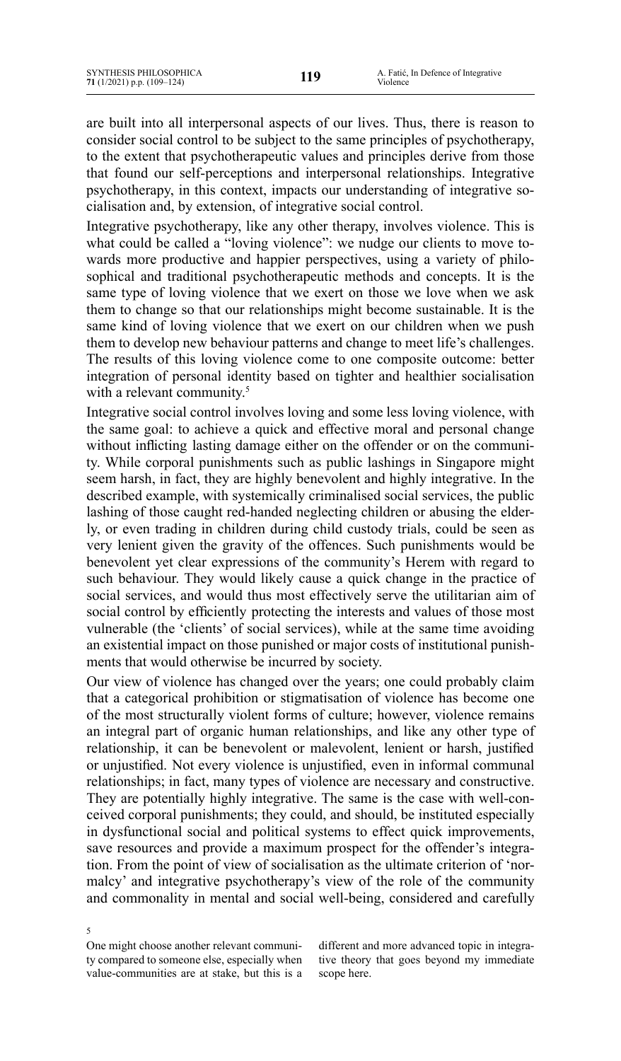are built into all interpersonal aspects of our lives. Thus, there is reason to consider social control to be subject to the same principles of psychotherapy, to the extent that psychotherapeutic values and principles derive from those that found our self-perceptions and interpersonal relationships. Integrative psychotherapy, in this context, impacts our understanding of integrative socialisation and, by extension, of integrative social control.

Integrative psychotherapy, like any other therapy, involves violence. This is what could be called a "loving violence": we nudge our clients to move towards more productive and happier perspectives, using a variety of philosophical and traditional psychotherapeutic methods and concepts. It is the same type of loving violence that we exert on those we love when we ask them to change so that our relationships might become sustainable. It is the same kind of loving violence that we exert on our children when we push them to develop new behaviour patterns and change to meet life's challenges. The results of this loving violence come to one composite outcome: better integration of personal identity based on tighter and healthier socialisation with a relevant community.[5]

Integrative social control involves loving and some less loving violence, with the same goal: to achieve a quick and effective moral and personal change without inflicting lasting damage either on the offender or on the community. While corporal punishments such as public lashings in Singapore might seem harsh, in fact, they are highly benevolent and highly integrative. In the described example, with systemically criminalised social services, the public lashing of those caught red-handed neglecting children or abusing the elderly, or even trading in children during child custody trials, could be seen as very lenient given the gravity of the offences. Such punishments would be benevolent yet clear expressions of the community's Herem with regard to such behaviour. They would likely cause a quick change in the practice of social services, and would thus most effectively serve the utilitarian aim of social control by efficiently protecting the interests and values of those most vulnerable (the 'clients' of social services), while at the same time avoiding an existential impact on those punished or major costs of institutional punishments that would otherwise be incurred by society.

Our view of violence has changed over the years; one could probably claim that a categorical prohibition or stigmatisation of violence has become one of the most structurally violent forms of culture; however, violence remains an integral part of organic human relationships, and like any other type of relationship, it can be benevolent or malevolent, lenient or harsh, justified or unjustified. Not every violence is unjustified, even in informal communal relationships; in fact, many types of violence are necessary and constructive. They are potentially highly integrative. The same is the case with well-conceived corporal punishments; they could, and should, be instituted especially in dysfunctional social and political systems to effect quick improvements, save resources and provide a maximum prospect for the offender's integration. From the point of view of socialisation as the ultimate criterion of 'normalcy' and integrative psychotherapy's view of the role of the community and commonality in mental and social well-being, considered and carefully

---

[5] One might choose another relevant community compared to someone else, especially when value-communities are at stake, but this is a different and more advanced topic in integrative theory that goes beyond my immediate scope here.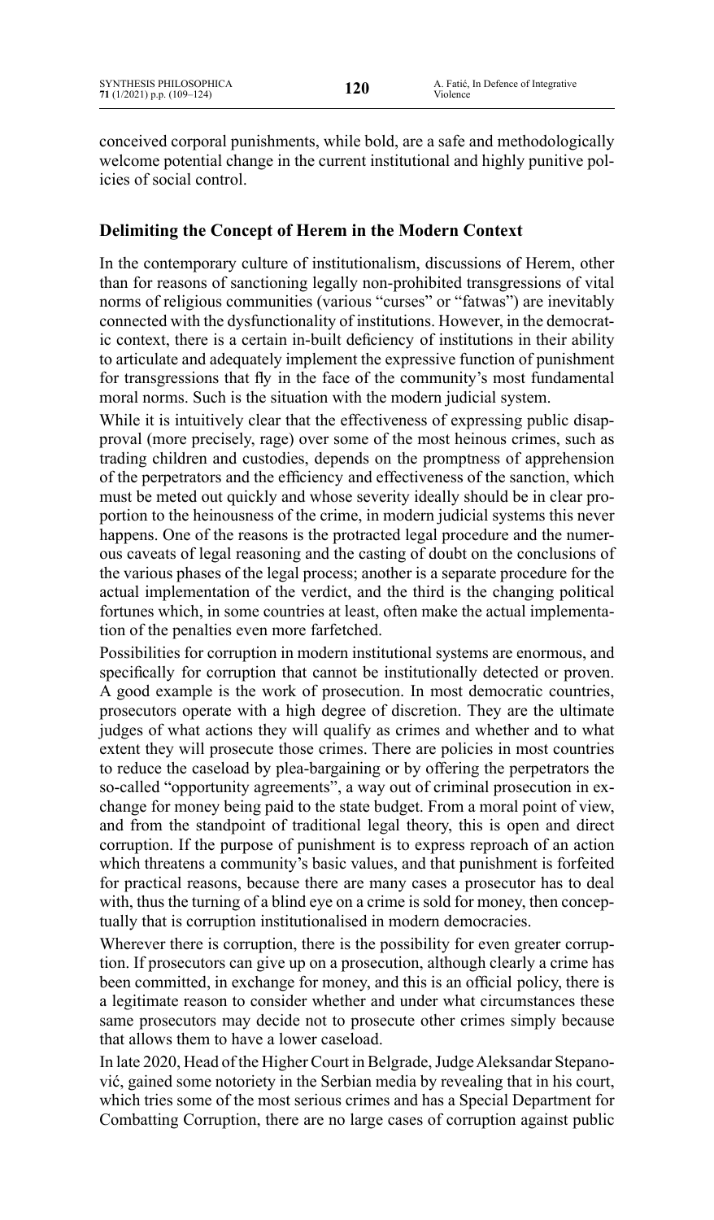conceived corporal punishments, while bold, are a safe and methodologically welcome potential change in the current institutional and highly punitive policies of social control.

## Delimiting the Concept of Herem in the Modern Context

In the contemporary culture of institutionalism, discussions of Herem, other than for reasons of sanctioning legally non-prohibited transgressions of vital norms of religious communities (various "curses" or "fatwas") are inevitably connected with the dysfunctionality of institutions. However, in the democratic context, there is a certain in-built deficiency of institutions in their ability to articulate and adequately implement the expressive function of punishment for transgressions that fly in the face of the community's most fundamental moral norms. Such is the situation with the modern judicial system.

While it is intuitively clear that the effectiveness of expressing public disapproval (more precisely, rage) over some of the most heinous crimes, such as trading children and custodies, depends on the promptness of apprehension of the perpetrators and the efficiency and effectiveness of the sanction, which must be meted out quickly and whose severity ideally should be in clear proportion to the heinousness of the crime, in modern judicial systems this never happens. One of the reasons is the protracted legal procedure and the numerous caveats of legal reasoning and the casting of doubt on the conclusions of the various phases of the legal process; another is a separate procedure for the actual implementation of the verdict, and the third is the changing political fortunes which, in some countries at least, often make the actual implementation of the penalties even more farfetched.

Possibilities for corruption in modern institutional systems are enormous, and specifically for corruption that cannot be institutionally detected or proven. A good example is the work of prosecution. In most democratic countries, prosecutors operate with a high degree of discretion. They are the ultimate judges of what actions they will qualify as crimes and whether and to what extent they will prosecute those crimes. There are policies in most countries to reduce the caseload by plea-bargaining or by offering the perpetrators the so-called "opportunity agreements", a way out of criminal prosecution in exchange for money being paid to the state budget. From a moral point of view, and from the standpoint of traditional legal theory, this is open and direct corruption. If the purpose of punishment is to express reproach of an action which threatens a community's basic values, and that punishment is forfeited for practical reasons, because there are many cases a prosecutor has to deal with, thus the turning of a blind eye on a crime is sold for money, then conceptually that is corruption institutionalised in modern democracies.

Wherever there is corruption, there is the possibility for even greater corruption. If prosecutors can give up on a prosecution, although clearly a crime has been committed, in exchange for money, and this is an official policy, there is a legitimate reason to consider whether and under what circumstances these same prosecutors may decide not to prosecute other crimes simply because that allows them to have a lower caseload.

In late 2020, Head of the Higher Court in Belgrade, Judge Aleksandar Stepanović, gained some notoriety in the Serbian media by revealing that in his court, which tries some of the most serious crimes and has a Special Department for Combatting Corruption, there are no large cases of corruption against public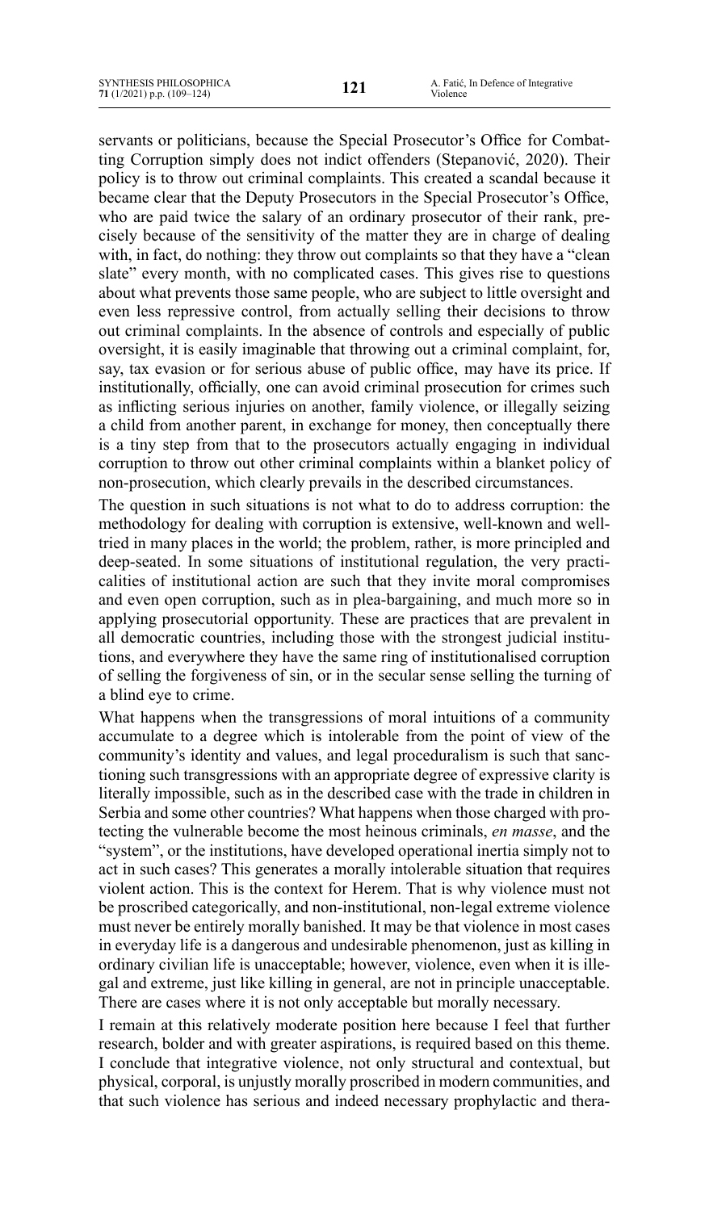servants or politicians, because the Special Prosecutor's Office for Combatting Corruption simply does not indict offenders (Stepanović, 2020). Their policy is to throw out criminal complaints. This created a scandal because it became clear that the Deputy Prosecutors in the Special Prosecutor's Office, who are paid twice the salary of an ordinary prosecutor of their rank, precisely because of the sensitivity of the matter they are in charge of dealing with, in fact, do nothing: they throw out complaints so that they have a "clean slate" every month, with no complicated cases. This gives rise to questions about what prevents those same people, who are subject to little oversight and even less repressive control, from actually selling their decisions to throw out criminal complaints. In the absence of controls and especially of public oversight, it is easily imaginable that throwing out a criminal complaint, for, say, tax evasion or for serious abuse of public office, may have its price. If institutionally, officially, one can avoid criminal prosecution for crimes such as inflicting serious injuries on another, family violence, or illegally seizing a child from another parent, in exchange for money, then conceptually there is a tiny step from that to the prosecutors actually engaging in individual corruption to throw out other criminal complaints within a blanket policy of non-prosecution, which clearly prevails in the described circumstances.

The question in such situations is not what to do to address corruption: the methodology for dealing with corruption is extensive, well-known and well-tried in many places in the world; the problem, rather, is more principled and deep-seated. In some situations of institutional regulation, the very practicalities of institutional action are such that they invite moral compromises and even open corruption, such as in plea-bargaining, and much more so in applying prosecutorial opportunity. These are practices that are prevalent in all democratic countries, including those with the strongest judicial institutions, and everywhere they have the same ring of institutionalised corruption of selling the forgiveness of sin, or in the secular sense selling the turning of a blind eye to crime.

What happens when the transgressions of moral intuitions of a community accumulate to a degree which is intolerable from the point of view of the community's identity and values, and legal proceduralism is such that sanctioning such transgressions with an appropriate degree of expressive clarity is literally impossible, such as in the described case with the trade in children in Serbia and some other countries? What happens when those charged with protecting the vulnerable become the most heinous criminals, *en masse*, and the "system", or the institutions, have developed operational inertia simply not to act in such cases? This generates a morally intolerable situation that requires violent action. This is the context for Herem. That is why violence must not be proscribed categorically, and non-institutional, non-legal extreme violence must never be entirely morally banished. It may be that violence in most cases in everyday life is a dangerous and undesirable phenomenon, just as killing in ordinary civilian life is unacceptable; however, violence, even when it is illegal and extreme, just like killing in general, are not in principle unacceptable. There are cases where it is not only acceptable but morally necessary.

I remain at this relatively moderate position here because I feel that further research, bolder and with greater aspirations, is required based on this theme. I conclude that integrative violence, not only structural and contextual, but physical, corporal, is unjustly morally proscribed in modern communities, and that such violence has serious and indeed necessary prophylactic and thera-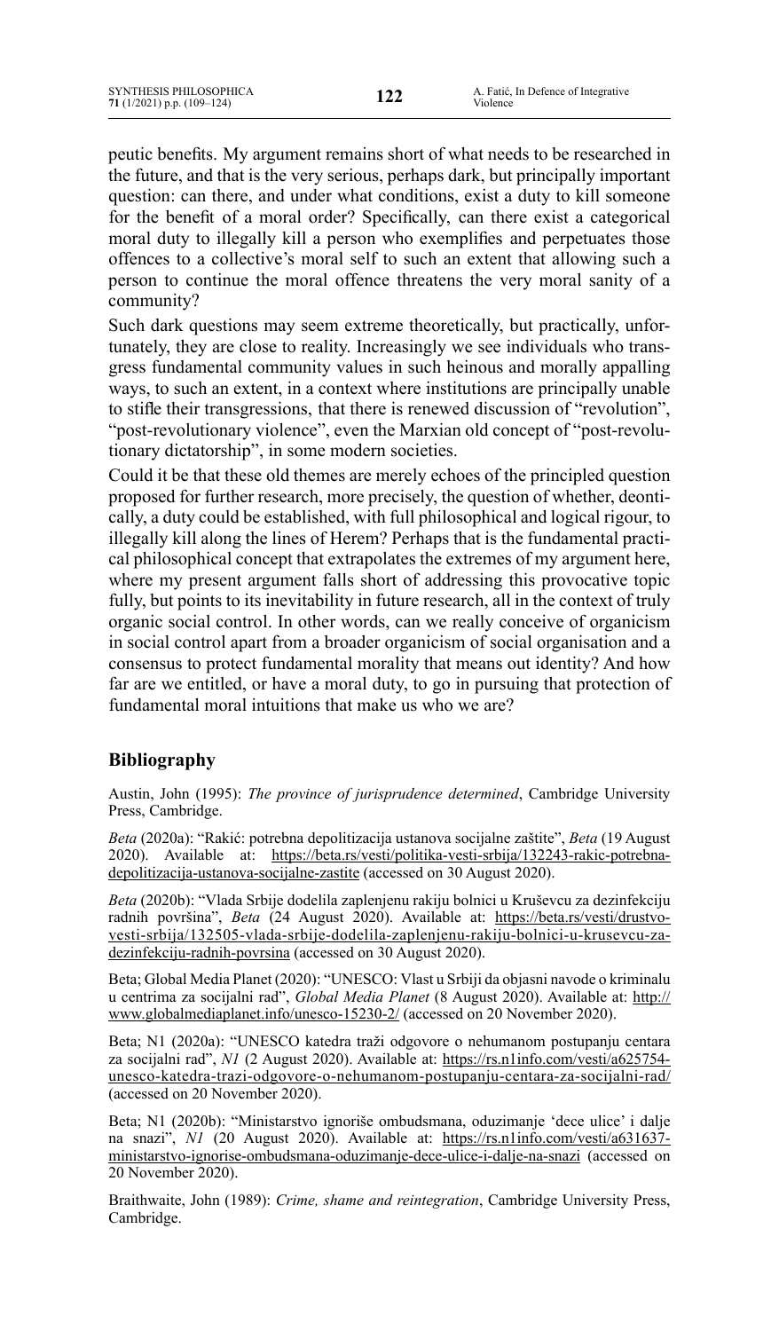peutic benefits. My argument remains short of what needs to be researched in the future, and that is the very serious, perhaps dark, but principally important question: can there, and under what conditions, exist a duty to kill someone for the benefit of a moral order? Specifically, can there exist a categorical moral duty to illegally kill a person who exemplifies and perpetuates those offences to a collective's moral self to such an extent that allowing such a person to continue the moral offence threatens the very moral sanity of a community?

Such dark questions may seem extreme theoretically, but practically, unfortunately, they are close to reality. Increasingly we see individuals who transgress fundamental community values in such heinous and morally appalling ways, to such an extent, in a context where institutions are principally unable to stifle their transgressions, that there is renewed discussion of "revolution", "post-revolutionary violence", even the Marxian old concept of "post-revolutionary dictatorship", in some modern societies.

Could it be that these old themes are merely echoes of the principled question proposed for further research, more precisely, the question of whether, deontically, a duty could be established, with full philosophical and logical rigour, to illegally kill along the lines of Herem? Perhaps that is the fundamental practical philosophical concept that extrapolates the extremes of my argument here, where my present argument falls short of addressing this provocative topic fully, but points to its inevitability in future research, all in the context of truly organic social control. In other words, can we really conceive of organicism in social control apart from a broader organicism of social organisation and a consensus to protect fundamental morality that means out identity? And how far are we entitled, or have a moral duty, to go in pursuing that protection of fundamental moral intuitions that make us who we are?

## Bibliography

Austin, John (1995): *The province of jurisprudence determined*, Cambridge University Press, Cambridge.

*Beta* (2020a): "Rakić: potrebna depolitizacija ustanova socijalne zaštite", *Beta* (19 August 2020). Available at: https://beta.rs/vesti/politika-vesti-srbija/132243-rakic-potrebna-depolitizacija-ustanova-socijalne-zastite (accessed on 30 August 2020).

*Beta* (2020b): "Vlada Srbije dodelila zaplenjenu rakiju bolnici u Kruševcu za dezinfekciju radnih površina", *Beta* (24 August 2020). Available at: https://beta.rs/vesti/drustvo-vesti-srbija/132505-vlada-srbije-dodelila-zaplenjenu-rakiju-bolnici-u-krusevcu-za-dezinfekciju-radnih-povrsina (accessed on 30 August 2020).

Beta; Global Media Planet (2020): "UNESCO: Vlast u Srbiji da objasni navode o kriminalu u centrima za socijalni rad", *Global Media Planet* (8 August 2020). Available at: http://www.globalmediaplanet.info/unesco-15230-2/ (accessed on 20 November 2020).

Beta; N1 (2020a): "UNESCO katedra traži odgovore o nehumanom postupanju centara za socijalni rad", *N1* (2 August 2020). Available at: https://rs.n1info.com/vesti/a625754-unesco-katedra-trazi-odgovore-o-nehumanom-postupanju-centara-za-socijalni-rad/ (accessed on 20 November 2020).

Beta; N1 (2020b): "Ministarstvo ignoriše ombudsmana, oduzimanje 'dece ulice' i dalje na snazi", *N1* (20 August 2020). Available at: https://rs.n1info.com/vesti/a631637-ministarstvo-ignorise-ombudsmana-oduzimanje-dece-ulice-i-dalje-na-snazi (accessed on 20 November 2020).

Braithwaite, John (1989): *Crime, shame and reintegration*, Cambridge University Press, Cambridge.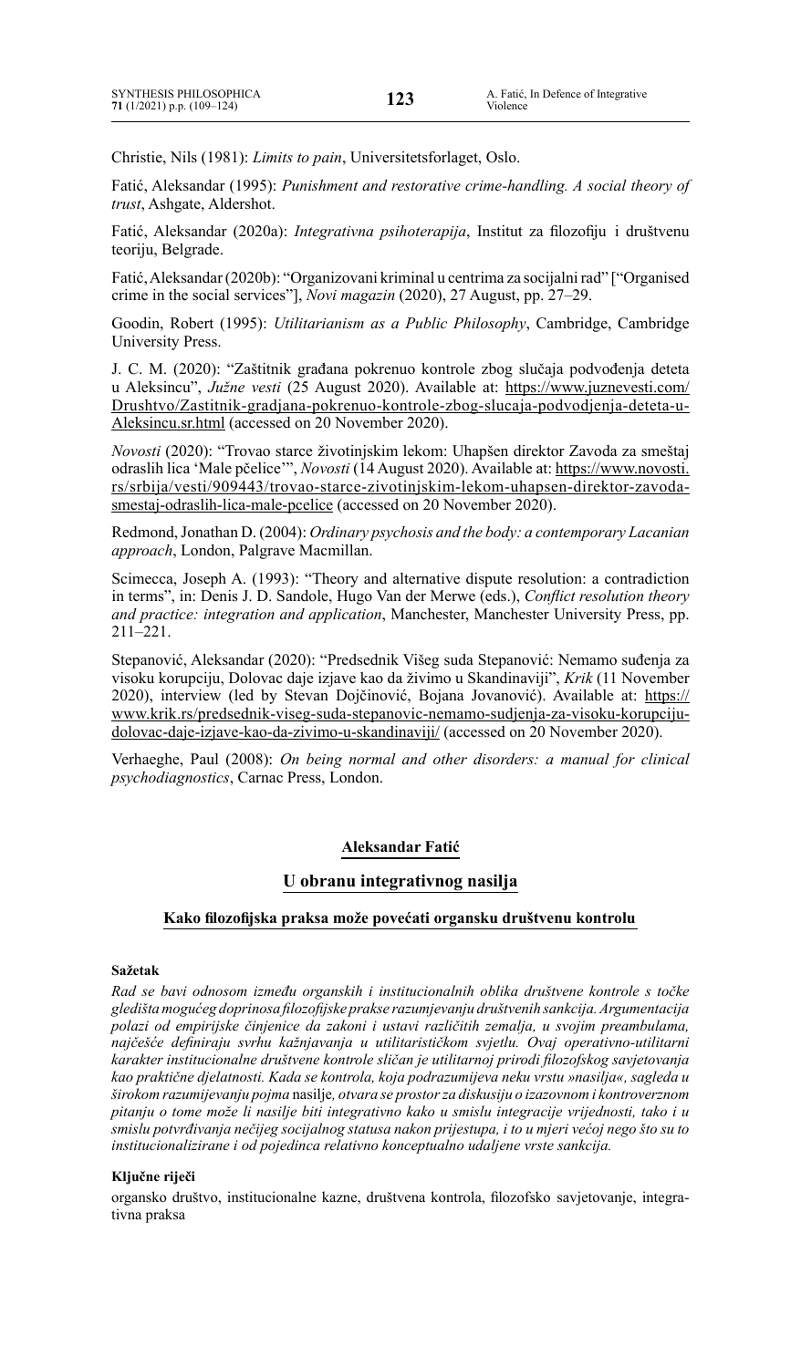Christie, Nils (1981): *Limits to pain*, Universitetsforlaget, Oslo.

Fatić, Aleksandar (1995): *Punishment and restorative crime-handling. A social theory of trust*, Ashgate, Aldershot.

Fatić, Aleksandar (2020a): *Integrativna psihoterapija*, Institut za filozofiju i društvenu teoriju, Belgrade.

Fatić, Aleksandar (2020b): "Organizovani kriminal u centrima za socijalni rad" ["Organised crime in the social services"], *Novi magazin* (2020), 27 August, pp. 27–29.

Goodin, Robert (1995): *Utilitarianism as a Public Philosophy*, Cambridge, Cambridge University Press.

J. C. M. (2020): "Zaštitnik građana pokrenuo kontrole zbog slučaja podvođenja deteta u Aleksincu", *Južne vesti* (25 August 2020). Available at: https://www.juznevesti.com/Drushtvo/Zastitnik-gradjana-pokrenuo-kontrole-zbog-slucaja-podvodjenja-deteta-u-Aleksincu.sr.html (accessed on 20 November 2020).

*Novosti* (2020): "Trovao starce životinjskim lekom: Uhapšen direktor Zavoda za smeštaj odraslih lica 'Male pčelice'", *Novosti* (14 August 2020). Available at: https://www.novosti.rs/srbija/vesti/909443/trovao-starce-zivotinjskim-lekom-uhapsen-direktor-zavoda-smestaj-odraslih-lica-male-pcelice (accessed on 20 November 2020).

Redmond, Jonathan D. (2004): *Ordinary psychosis and the body: a contemporary Lacanian approach*, London, Palgrave Macmillan.

Scimecca, Joseph A. (1993): "Theory and alternative dispute resolution: a contradiction in terms", in: Denis J. D. Sandole, Hugo Van der Merwe (eds.), *Conflict resolution theory and practice: integration and application*, Manchester, Manchester University Press, pp. 211–221.

Stepanović, Aleksandar (2020): "Predsednik Višeg suda Stepanović: Nemamo suđenja za visoku korupciju, Dolovac daje izjave kao da živimo u Skandinaviji", *Krik* (11 November 2020), interview (led by Stevan Dojčinović, Bojana Jovanović). Available at: https://www.krik.rs/predsednik-viseg-suda-stepanovic-nemamo-sudjenja-za-visoku-korupciju-dolovac-daje-izjave-kao-da-zivimo-u-skandinaviji/ (accessed on 20 November 2020).

Verhaeghe, Paul (2008): *On being normal and other disorders: a manual for clinical psychodiagnostics*, Carnac Press, London.

**Aleksandar Fatić**

## U obranu integrativnog nasilja

### Kako filozofijska praksa može povećati organsku društvenu kontrolu

**Sažetak**

*Rad se bavi odnosom između organskih i institucionalnih oblika društvene kontrole s točke gledišta mogućeg doprinosa filozofijske prakse razumjevanju društvenih sankcija. Argumentacija polazi od empirijske činjenice da zakoni i ustavi različitih zemalja, u svojim preambulama, najčešće definiraju svrhu kažnjavanja u utilitarističkom svjetlu. Ovaj operativno-utilitarni karakter institucionalne društvene kontrole sličan je utilitarnoj prirodi filozofskog savjetovanja kao praktične djelatnosti. Kada se kontrola, koja podrazumijeva neku vrstu »nasilja«, sagleda u širokom razumijevanju pojma* nasilje*, otvara se prostor za diskusiju o izazovnom i kontroverznom pitanju o tome može li nasilje biti integrativno kako u smislu integracije vrijednosti, tako i u smislu potvrđivanja nečijeg socijalnog statusa nakon prijestupa, i to u mjeri većoj nego što su to institucionalizirane i od pojedinca relativno konceptualno udaljene vrste sankcija.*

**Ključne riječi**

organsko društvo, institucionalne kazne, društvena kontrola, filozofsko savjetovanje, integrativna praksa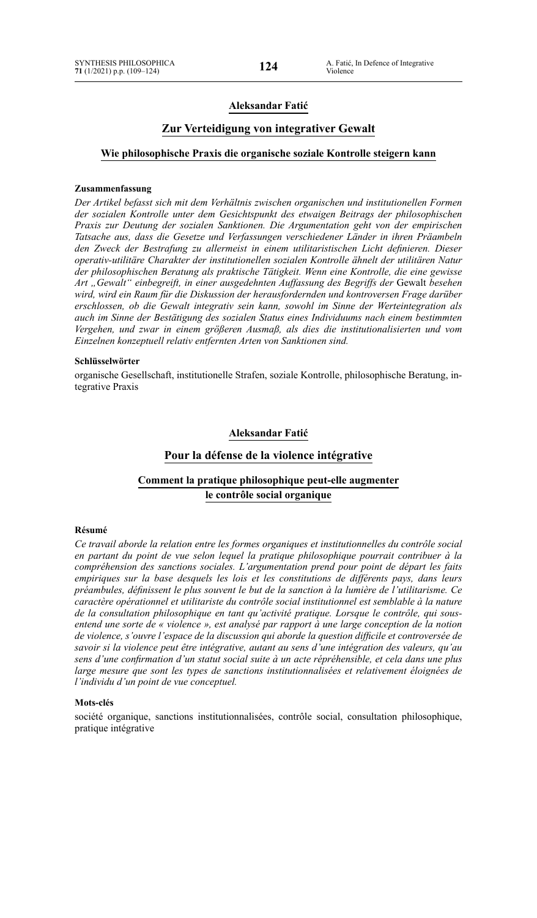**Aleksandar Fatić**

## Zur Verteidigung von integrativer Gewalt

### Wie philosophische Praxis die organische soziale Kontrolle steigern kann

**Zusammenfassung**

*Der Artikel befasst sich mit dem Verhältnis zwischen organischen und institutionellen Formen der sozialen Kontrolle unter dem Gesichtspunkt des etwaigen Beitrags der philosophischen Praxis zur Deutung der sozialen Sanktionen. Die Argumentation geht von der empirischen Tatsache aus, dass die Gesetze und Verfassungen verschiedener Länder in ihren Präambeln den Zweck der Bestrafung zu allermeist in einem utilitaristischen Licht definieren. Dieser operativ-utilitäre Charakter der institutionellen sozialen Kontrolle ähnelt der utilitären Natur der philosophischen Beratung als praktische Tätigkeit. Wenn eine Kontrolle, die eine gewisse Art „Gewalt" einbegreift, in einer ausgedehnten Auffassung des Begriffs der* Gewalt *besehen wird, wird ein Raum für die Diskussion der herausfordernden und kontroversen Frage darüber erschlossen, ob die Gewalt integrativ sein kann, sowohl im Sinne der Werteintegration als auch im Sinne der Bestätigung des sozialen Status eines Individuums nach einem bestimmten Vergehen, und zwar in einem größeren Ausmaß, als dies die institutionalisierten und vom Einzelnen konzeptuell relativ entfernten Arten von Sanktionen sind.*

**Schlüsselwörter**

organische Gesellschaft, institutionelle Strafen, soziale Kontrolle, philosophische Beratung, integrative Praxis

**Aleksandar Fatić**

## Pour la défense de la violence intégrative

### Comment la pratique philosophique peut-elle augmenter le contrôle social organique

**Résumé**

*Ce travail aborde la relation entre les formes organiques et institutionnelles du contrôle social en partant du point de vue selon lequel la pratique philosophique pourrait contribuer à la compréhension des sanctions sociales. L'argumentation prend pour point de départ les faits empiriques sur la base desquels les lois et les constitutions de différents pays, dans leurs préambules, définissent le plus souvent le but de la sanction à la lumière de l'utilitarisme. Ce caractère opérationnel et utilitariste du contrôle social institutionnel est semblable à la nature de la consultation philosophique en tant qu'activité pratique. Lorsque le contrôle, qui sous-entend une sorte de « violence », est analysé par rapport à une large conception de la notion de violence, s'ouvre l'espace de la discussion qui aborde la question difficile et controversée de savoir si la violence peut être intégrative, autant au sens d'une intégration des valeurs, qu'au sens d'une confirmation d'un statut social suite à un acte répréhensible, et cela dans une plus large mesure que sont les types de sanctions institutionnalisées et relativement éloignées de l'individu d'un point de vue conceptuel.*

**Mots-clés**

société organique, sanctions institutionnalisées, contrôle social, consultation philosophique, pratique intégrative